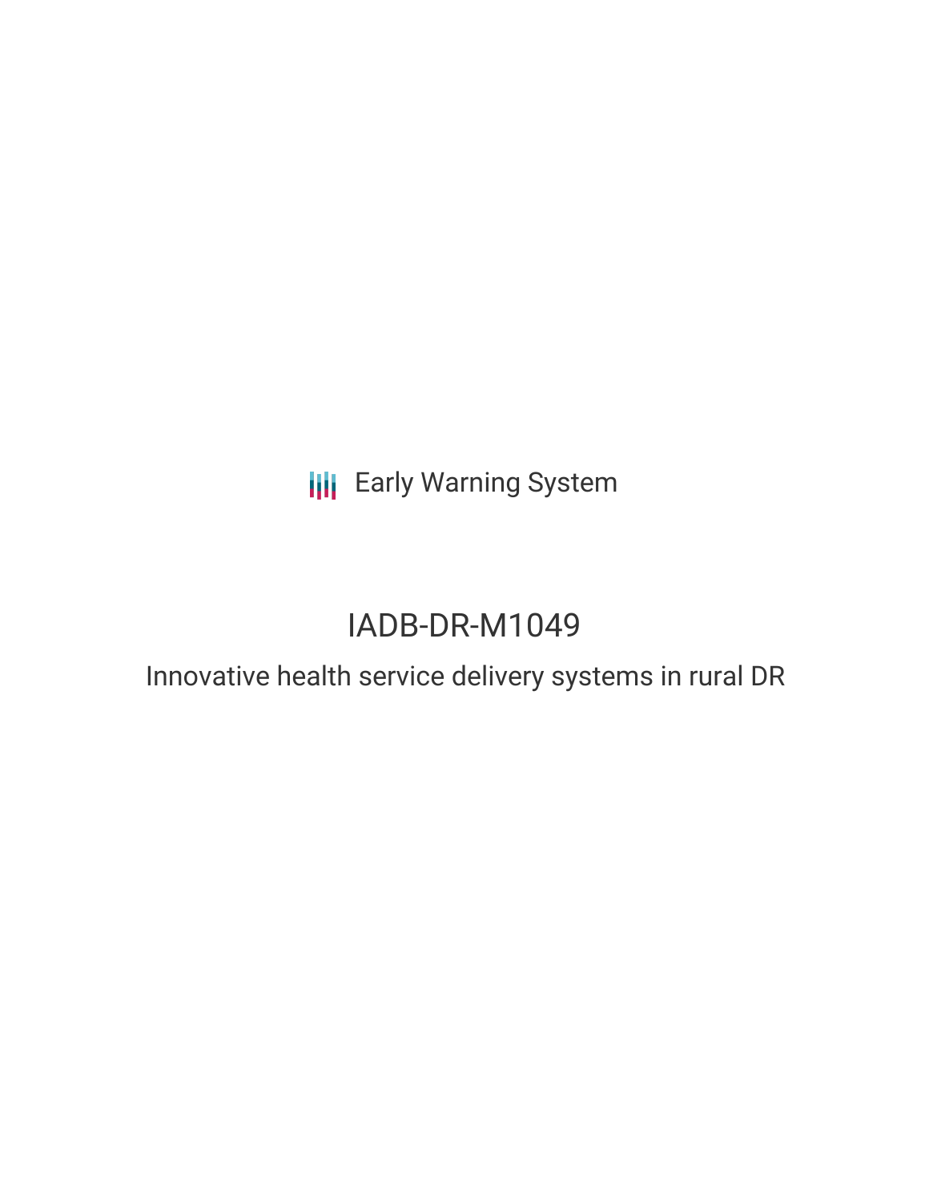Early Warning System

# IADB-DR-M1049

## Innovative health service delivery systems in rural DR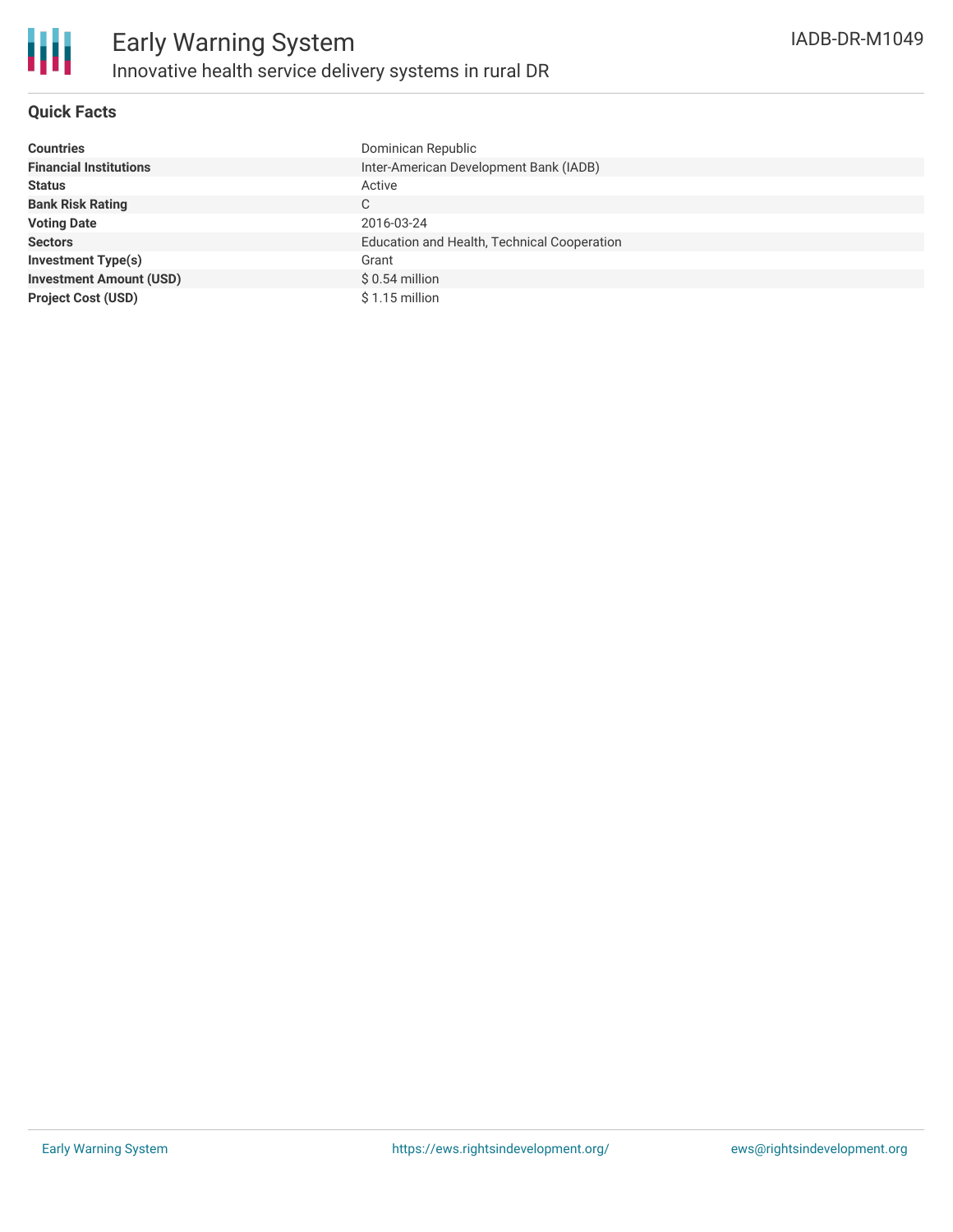# Early Warning System

## Innovative health service delivery systems in rural DR

IADB-DR-M1049

### Quick Facts

| | |
|---|---|
| **Countries** | Dominican Republic |
| **Financial Institutions** | Inter-American Development Bank (IADB) |
| **Status** | Active |
| **Bank Risk Rating** | C |
| **Voting Date** | 2016-03-24 |
| **Sectors** | Education and Health, Technical Cooperation |
| **Investment Type(s)** | Grant |
| **Investment Amount (USD)** | $ 0.54 million |
| **Project Cost (USD)** | $ 1.15 million |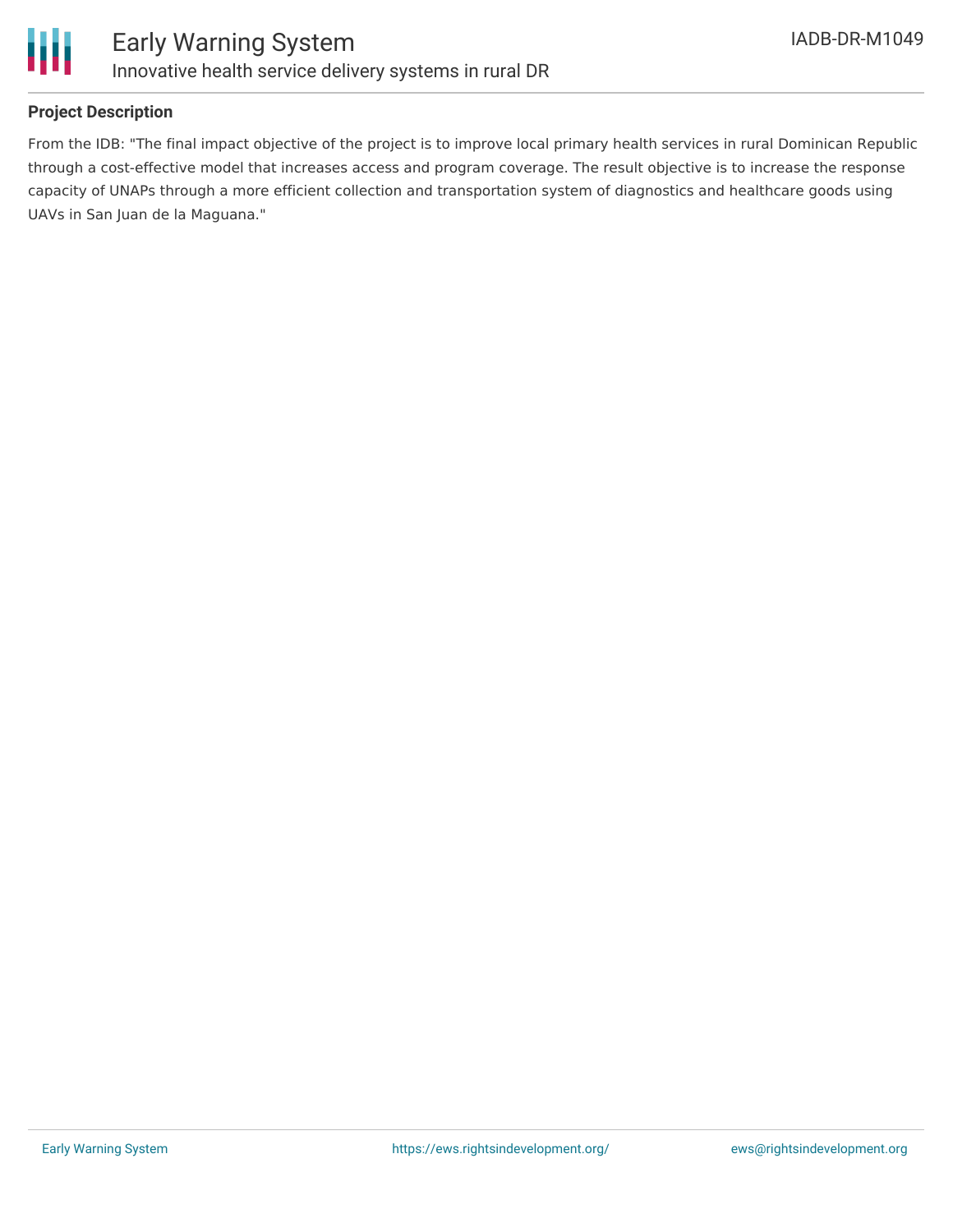## Project Description

From the IDB: "The final impact objective of the project is to improve local primary health services in rural Dominican Republic through a cost-effective model that increases access and program coverage. The result objective is to increase the response capacity of UNAPs through a more efficient collection and transportation system of diagnostics and healthcare goods using UAVs in San Juan de la Maguana."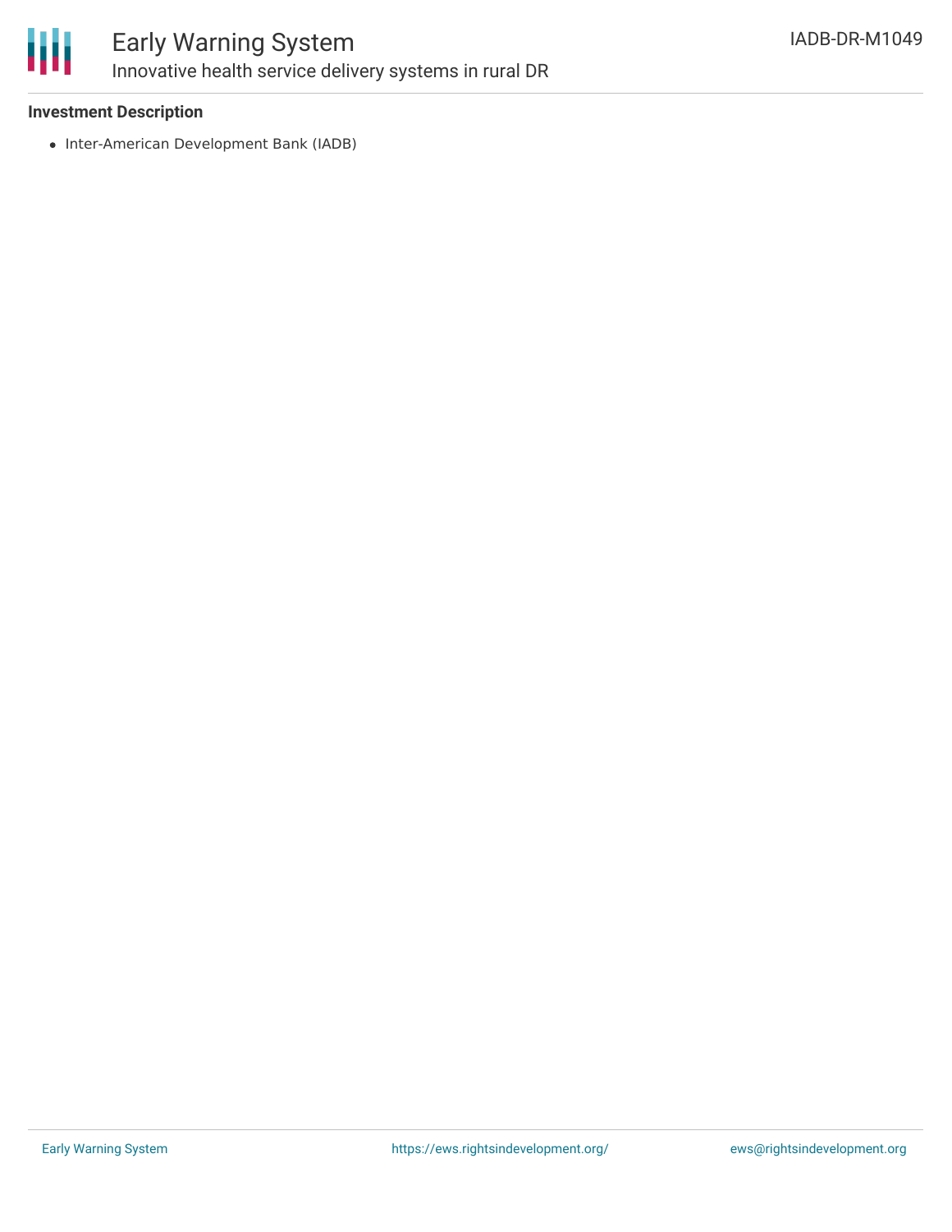### Investment Description

- Inter-American Development Bank (IADB)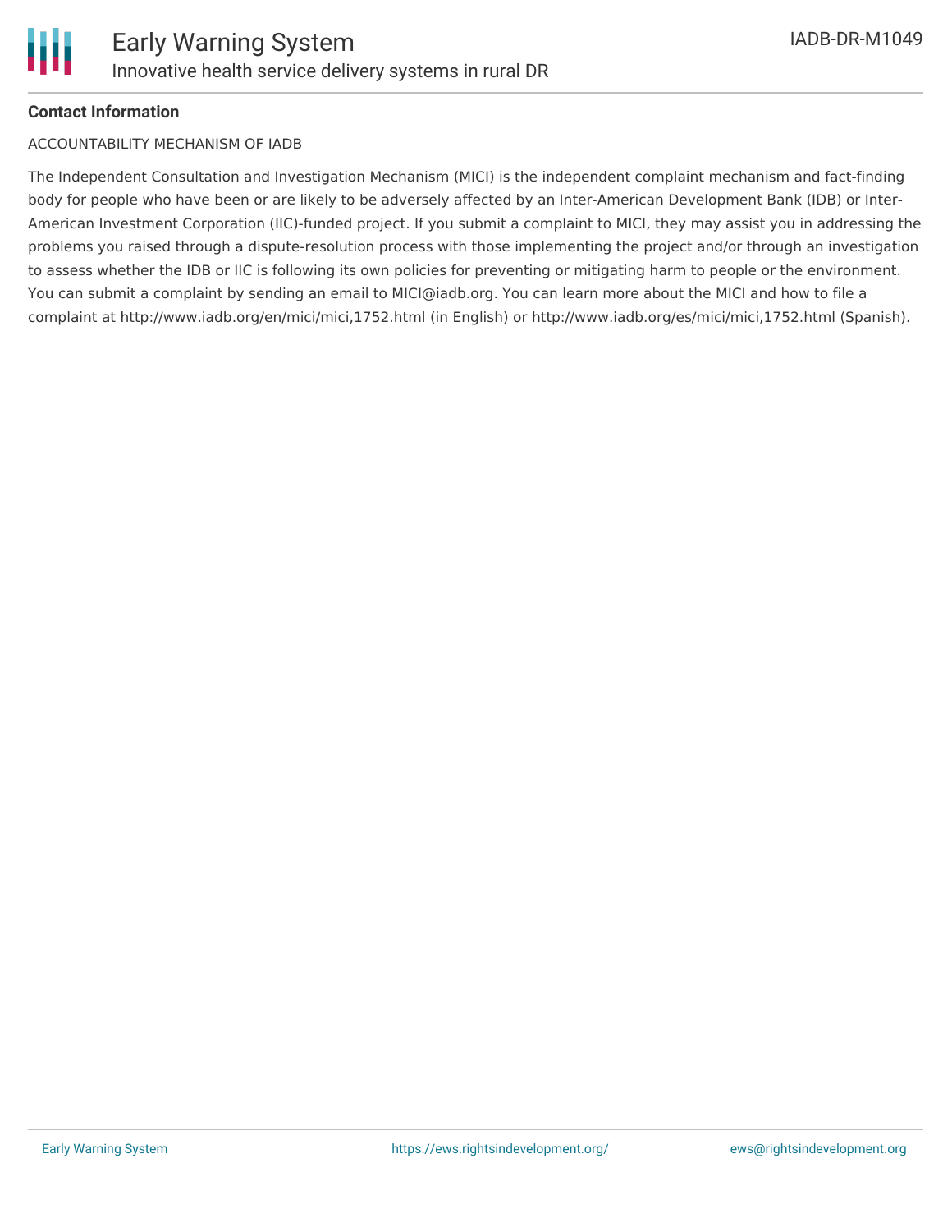### Contact Information

ACCOUNTABILITY MECHANISM OF IADB

The Independent Consultation and Investigation Mechanism (MICI) is the independent complaint mechanism and fact-finding body for people who have been or are likely to be adversely affected by an Inter-American Development Bank (IDB) or Inter-American Investment Corporation (IIC)-funded project. If you submit a complaint to MICI, they may assist you in addressing the problems you raised through a dispute-resolution process with those implementing the project and/or through an investigation to assess whether the IDB or IIC is following its own policies for preventing or mitigating harm to people or the environment. You can submit a complaint by sending an email to MICI@iadb.org. You can learn more about the MICI and how to file a complaint at http://www.iadb.org/en/mici/mici,1752.html (in English) or http://www.iadb.org/es/mici/mici,1752.html (Spanish).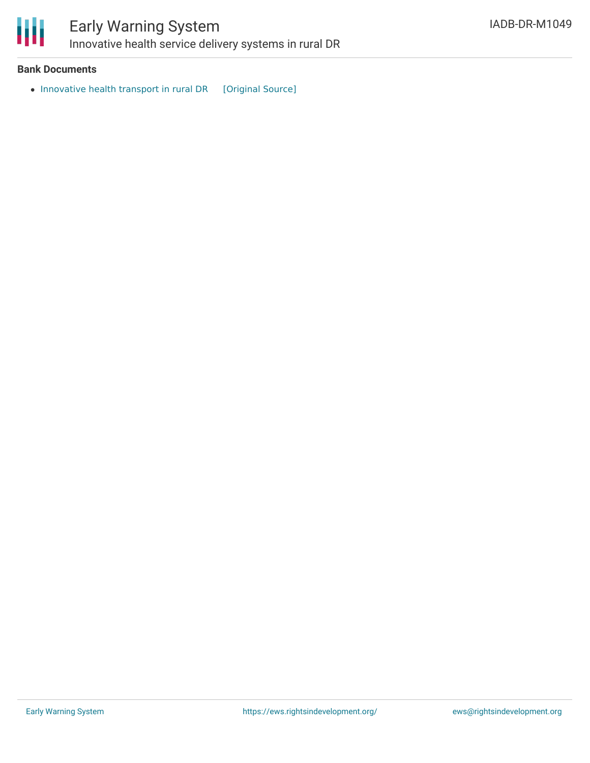### Bank Documents

- Innovative health transport in rural DR [Original Source]